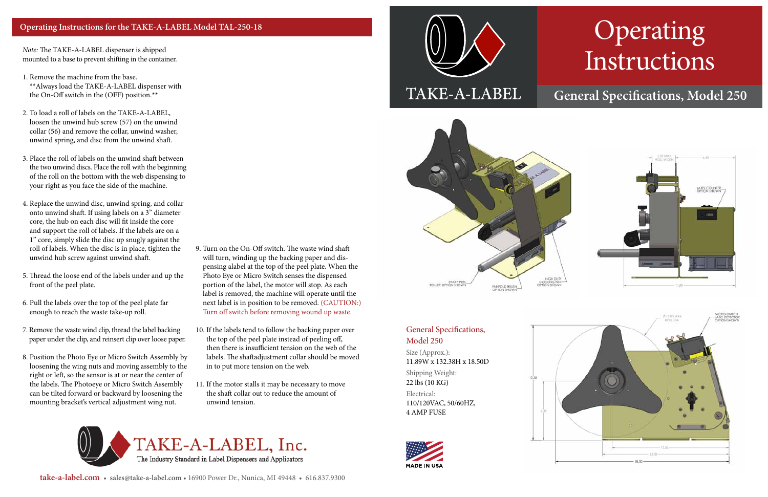# Operating Instructions

## General Specifications, Model 250

TAKE-A-LABEL

## Operating Instructions for the TAKE-A-LABEL Model TAL-250-18

*Note:* The TAKE-A-LABEL dispenser is shipped mounted to a base to prevent shifting in the container.

1. Remove the machine from the base.
   **Always load the TAKE-A-LABEL dispenser with the On-Off switch in the (OFF) position.**

2. To load a roll of labels on the TAKE-A-LABEL, loosen the unwind hub screw (57) on the unwind collar (56) and remove the collar, unwind washer, unwind spring, and disc from the unwind shaft.

3. Place the roll of labels on the unwind shaft between the two unwind discs. Place the roll with the beginning of the roll on the bottom with the web dispensing to your right as you face the side of the machine.

4. Replace the unwind disc, unwind spring, and collar onto unwind shaft. If using labels on a 3" diameter core, the hub on each disc will fit inside the core and support the roll of labels. If the labels are on a 1" core, simply slide the disc up snugly against the roll of labels. When the disc is in place, tighten the unwind hub screw against unwind shaft.

5. Thread the loose end of the labels under and up the front of the peel plate.

6. Pull the labels over the top of the peel plate far enough to reach the waste take-up roll.

7. Remove the waste wind clip, thread the label backing paper under the clip, and reinsert clip over loose paper.

8. Position the Photo Eye or Micro Switch Assembly by loosening the wing nuts and moving assembly to the right or left, so the sensor is at or near the center of the labels. The Photoeye or Micro Switch Assembly can be tilted forward or backward by loosening the mounting bracket's vertical adjustment wing nut.

9. Turn on the On-Off switch. The waste wind shaft will turn, winding up the backing paper and dispensing alabel at the top of the peel plate. When the Photo Eye or Micro Switch senses the dispensed portion of the label, the motor will stop. As each label is removed, the machine will operate until the next label is in position to be removed. (CAUTION:) Turn off switch before removing wound up waste.

10. If the labels tend to follow the backing paper over the top of the peel plate instead of peeling off, then there is insufficient tension on the web of the labels. The shaftadjustment collar should be moved in to put more tension on the web.

11. If the motor stalls it may be necessary to move the shaft collar out to reduce the amount of unwind tension.

### General Specifications, Model 250

Size (Approx.):
11.89W x 132.38H x 18.50D

Shipping Weight:
22 lbs (10 KG)

Electrical:
110/120VAC, 50/60HZ,
4 AMP FUSE

MADE IN USA

TAKE-A-LABEL, Inc.
The Industry Standard in Label Dispensers and Applicators

take-a-label.com • sales@take-a-label.com • 16900 Power Dr., Nunica, MI 49448 • 616.837.9300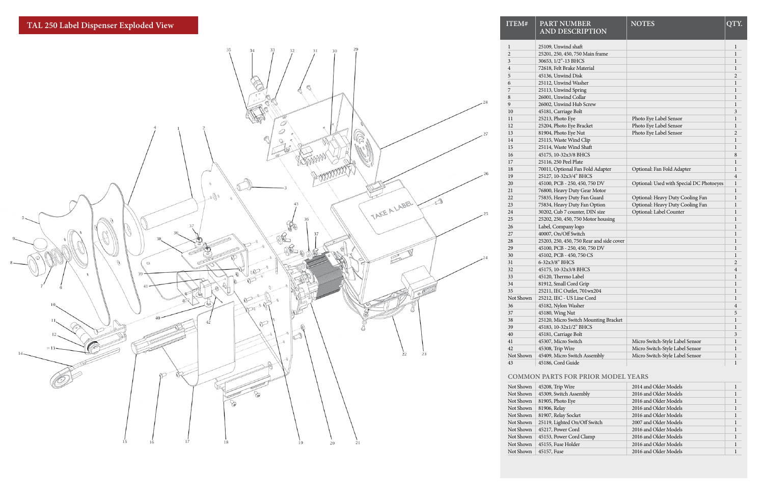# TAL 250 Label Dispenser Exploded View

| ITEM# | PART NUMBER AND DESCRIPTION | NOTES | QTY. |
|---|---|---|---|
| 1 | 25109, Unwind shaft | | 1 |
| 2 | 25201, 250, 450, 750 Main frame | | 1 |
| 3 | 30653, 1/2"-13 BHCS | | 1 |
| 4 | 72618, Felt Brake Material | | 1 |
| 5 | 45136, Unwind Disk | | 2 |
| 6 | 25112, Unwind Washer | | 1 |
| 7 | 25113, Unwind Spring | | 1 |
| 8 | 26001, Unwind Collar | | 1 |
| 9 | 26002, Unwind Hub Screw | | 1 |
| 10 | 45181, Carriage Bolt | | 3 |
| 11 | 25213, Photo Eye | Photo Eye Label Sensor | 1 |
| 12 | 25204, Photo Eye Bracket | Photo Eye Label Sensor | 1 |
| 13 | 81904, Photo Eye Nut | Photo Eye Label Sensor | 2 |
| 14 | 25115, Waste Wind Clip | | 1 |
| 15 | 25114, Waste Wind Shaft | | 1 |
| 16 | 45175, 10-32x3/8 BHCS | | 8 |
| 17 | 25116, 250 Peel Plate | | 1 |
| 18 | 70011, Optional Fan Fold Adapter | Optional: Fan Fold Adapter | 1 |
| 19 | 25127, 10-32x3/4" BHCS | | 4 |
| 20 | 45100, PCB - 250, 450, 750 DV | Optional: Used with Special DC Photoeyes | 1 |
| 21 | 76800, Heavy Duty Gear Motor | | 1 |
| 22 | 75835, Heavy Duty Fan Guard | Optional: Heavy Duty Cooling Fan | 1 |
| 23 | 75834, Heavy Duty Fan Option | Optional: Heavy Duty Cooling Fan | 1 |
| 24 | 30202, Cub 7 counter, DIN size | Optional: Label Counter | 1 |
| 25 | 25202, 250, 450, 750 Motor housing | | 1 |
| 26 | Label, Company logo | | 1 |
| 27 | 40007, On/Off Switch | | 1 |
| 28 | 25203, 250, 450, 750 Rear and side cover | | 1 |
| 29 | 45100, PCB - 250, 450, 750 DV | | 1 |
| 30 | 45102, PCB - 450, 750 CS | | 1 |
| 31 | 6-32x3/8" BHCS | | 2 |
| 32 | 45175, 10-32x3/8 BHCS | | 4 |
| 33 | 45120, Thermo Label | | 1 |
| 34 | 81912, Small Cord Grip | | 1 |
| 35 | 25211, IEC Outlet, 701wx204 | | 1 |
| Not Shown | 25212, IEC - US Line Cord | | 1 |
| 36 | 45182, Nylon Washer | | 4 |
| 37 | 45180, Wing Nut | | 5 |
| 38 | 25120, Micro Switch Mounting Bracket | | 1 |
| 39 | 45183, 10-32x1/2" BHCS | | 1 |
| 40 | 45181, Carriage Bolt | | 3 |
| 41 | 45307, Micro Switch | Micro Switch-Style Label Sensor | 1 |
| 42 | 45308, Trip Wire | Micro Switch-Style Label Sensor | 1 |
| Not Shown | 45409, Micro Switch Assembly | Micro Switch-Style Label Sensor | 1 |
| 43 | 45186, Cord Guide | | 1 |

## COMMON PARTS FOR PRIOR MODEL YEARS

| | | | |
|---|---|---|---|
| Not Shown | 45208, Trip Wire | 2014 and Older Models | 1 |
| Not Shown | 45309, Switch Assembly | 2016 and Older Models | 1 |
| Not Shown | 81905, Photo Eye | 2016 and Older Models | 1 |
| Not Shown | 81906, Relay | 2016 and Older Models | 1 |
| Not Shown | 81907, Relay Socket | 2016 and Older Models | 1 |
| Not Shown | 25119, Lighted On/Off Switch | 2007 and Older Models | 1 |
| Not Shown | 45217, Power Cord | 2016 and Older Models | 1 |
| Not Shown | 45153, Power Cord Clamp | 2016 and Older Models | 1 |
| Not Shown | 45155, Fuse Holder | 2016 and Older Models | 1 |
| Not Shown | 45157, Fuse | 2016 and Older Models | 1 |